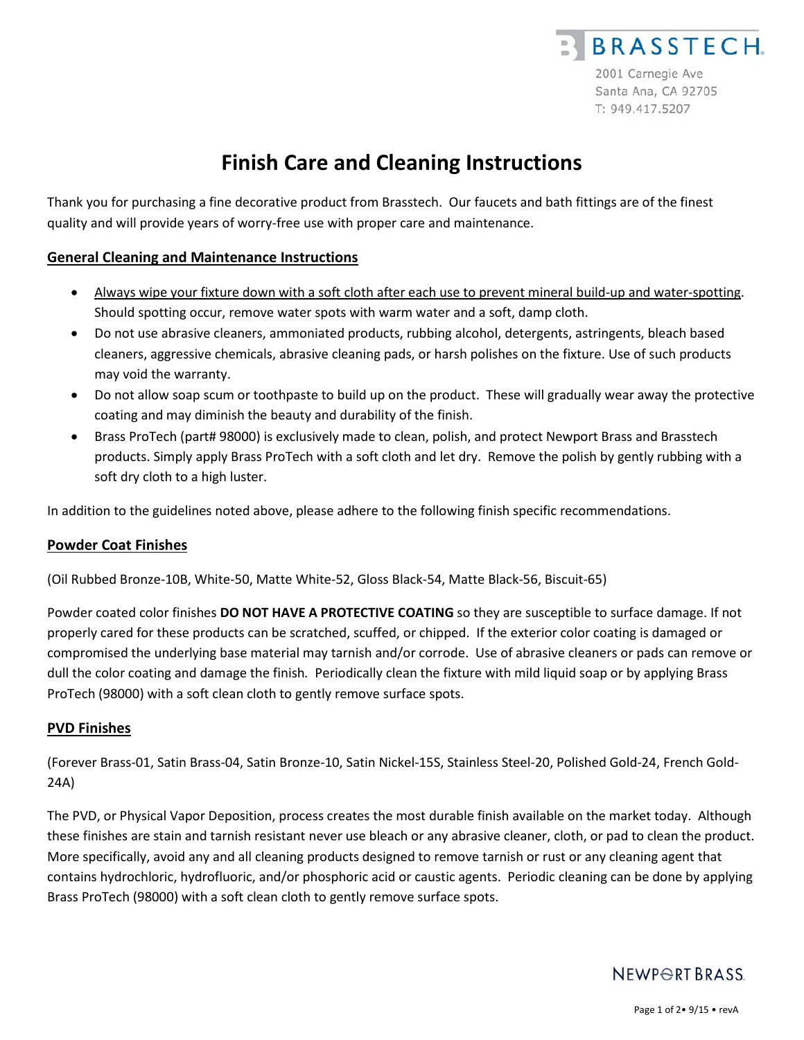BRASSTECH

2001 Carnegie Ave
Santa Ana, CA 92705
T: 949.417.5207

# Finish Care and Cleaning Instructions

Thank you for purchasing a fine decorative product from Brasstech. Our faucets and bath fittings are of the finest quality and will provide years of worry-free use with proper care and maintenance.

## General Cleaning and Maintenance Instructions

- Always wipe your fixture down with a soft cloth after each use to prevent mineral build-up and water-spotting. Should spotting occur, remove water spots with warm water and a soft, damp cloth.
- Do not use abrasive cleaners, ammoniated products, rubbing alcohol, detergents, astringents, bleach based cleaners, aggressive chemicals, abrasive cleaning pads, or harsh polishes on the fixture. Use of such products may void the warranty.
- Do not allow soap scum or toothpaste to build up on the product. These will gradually wear away the protective coating and may diminish the beauty and durability of the finish.
- Brass ProTech (part# 98000) is exclusively made to clean, polish, and protect Newport Brass and Brasstech products. Simply apply Brass ProTech with a soft cloth and let dry. Remove the polish by gently rubbing with a soft dry cloth to a high luster.

In addition to the guidelines noted above, please adhere to the following finish specific recommendations.

## Powder Coat Finishes

(Oil Rubbed Bronze-10B, White-50, Matte White-52, Gloss Black-54, Matte Black-56, Biscuit-65)

Powder coated color finishes **DO NOT HAVE A PROTECTIVE COATING** so they are susceptible to surface damage. If not properly cared for these products can be scratched, scuffed, or chipped. If the exterior color coating is damaged or compromised the underlying base material may tarnish and/or corrode. Use of abrasive cleaners or pads can remove or dull the color coating and damage the finish. Periodically clean the fixture with mild liquid soap or by applying Brass ProTech (98000) with a soft clean cloth to gently remove surface spots.

## PVD Finishes

(Forever Brass-01, Satin Brass-04, Satin Bronze-10, Satin Nickel-15S, Stainless Steel-20, Polished Gold-24, French Gold-24A)

The PVD, or Physical Vapor Deposition, process creates the most durable finish available on the market today. Although these finishes are stain and tarnish resistant never use bleach or any abrasive cleaner, cloth, or pad to clean the product. More specifically, avoid any and all cleaning products designed to remove tarnish or rust or any cleaning agent that contains hydrochloric, hydrofluoric, and/or phosphoric acid or caustic agents. Periodic cleaning can be done by applying Brass ProTech (98000) with a soft clean cloth to gently remove surface spots.

NEWPORT BRASS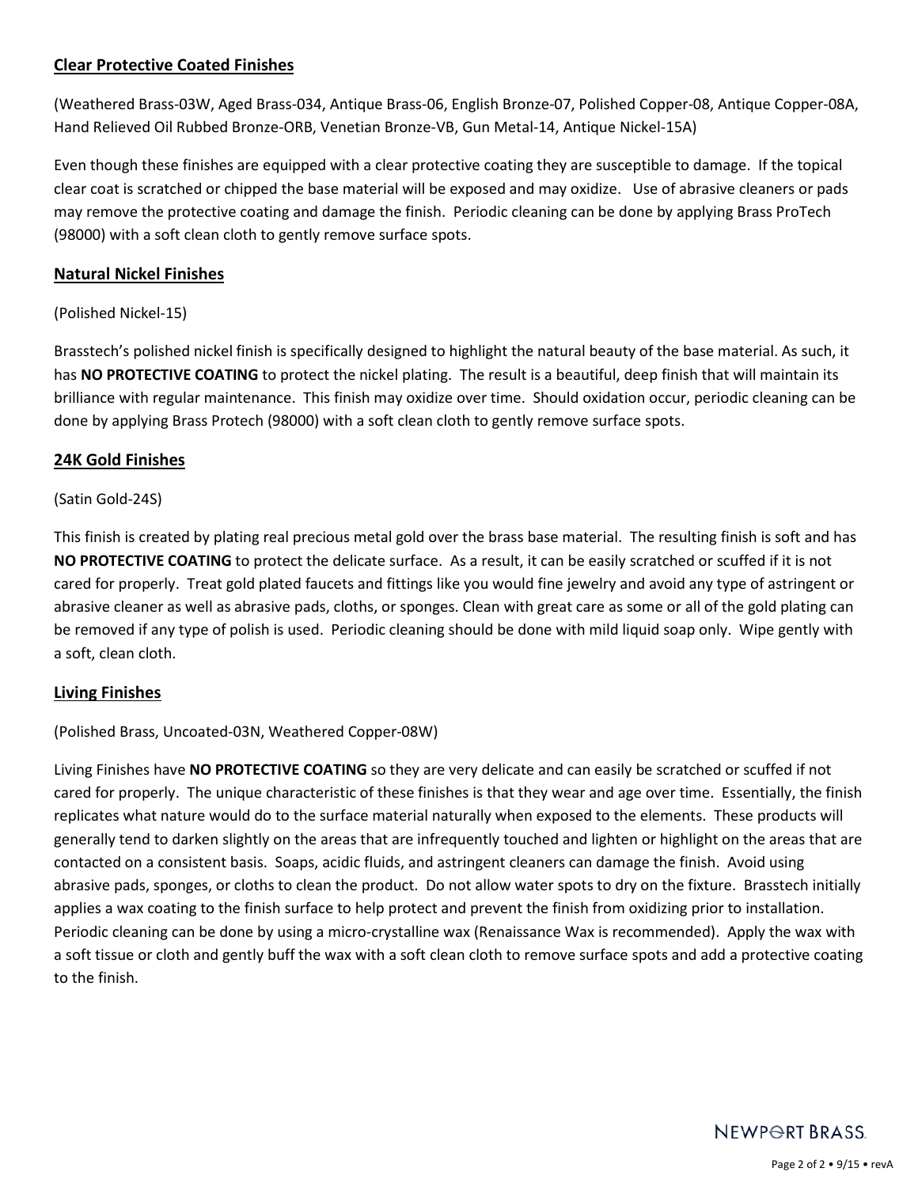## Clear Protective Coated Finishes

(Weathered Brass-03W, Aged Brass-034, Antique Brass-06, English Bronze-07, Polished Copper-08, Antique Copper-08A, Hand Relieved Oil Rubbed Bronze-ORB, Venetian Bronze-VB, Gun Metal-14, Antique Nickel-15A)

Even though these finishes are equipped with a clear protective coating they are susceptible to damage. If the topical clear coat is scratched or chipped the base material will be exposed and may oxidize. Use of abrasive cleaners or pads may remove the protective coating and damage the finish. Periodic cleaning can be done by applying Brass ProTech (98000) with a soft clean cloth to gently remove surface spots.

## Natural Nickel Finishes

(Polished Nickel-15)

Brasstech's polished nickel finish is specifically designed to highlight the natural beauty of the base material. As such, it has **NO PROTECTIVE COATING** to protect the nickel plating. The result is a beautiful, deep finish that will maintain its brilliance with regular maintenance. This finish may oxidize over time. Should oxidation occur, periodic cleaning can be done by applying Brass Protech (98000) with a soft clean cloth to gently remove surface spots.

## 24K Gold Finishes

(Satin Gold-24S)

This finish is created by plating real precious metal gold over the brass base material. The resulting finish is soft and has **NO PROTECTIVE COATING** to protect the delicate surface. As a result, it can be easily scratched or scuffed if it is not cared for properly. Treat gold plated faucets and fittings like you would fine jewelry and avoid any type of astringent or abrasive cleaner as well as abrasive pads, cloths, or sponges. Clean with great care as some or all of the gold plating can be removed if any type of polish is used. Periodic cleaning should be done with mild liquid soap only. Wipe gently with a soft, clean cloth.

## Living Finishes

(Polished Brass, Uncoated-03N, Weathered Copper-08W)

Living Finishes have **NO PROTECTIVE COATING** so they are very delicate and can easily be scratched or scuffed if not cared for properly. The unique characteristic of these finishes is that they wear and age over time. Essentially, the finish replicates what nature would do to the surface material naturally when exposed to the elements. These products will generally tend to darken slightly on the areas that are infrequently touched and lighten or highlight on the areas that are contacted on a consistent basis. Soaps, acidic fluids, and astringent cleaners can damage the finish. Avoid using abrasive pads, sponges, or cloths to clean the product. Do not allow water spots to dry on the fixture. Brasstech initially applies a wax coating to the finish surface to help protect and prevent the finish from oxidizing prior to installation. Periodic cleaning can be done by using a micro-crystalline wax (Renaissance Wax is recommended). Apply the wax with a soft tissue or cloth and gently buff the wax with a soft clean cloth to remove surface spots and add a protective coating to the finish.

NEWPORT BRASS